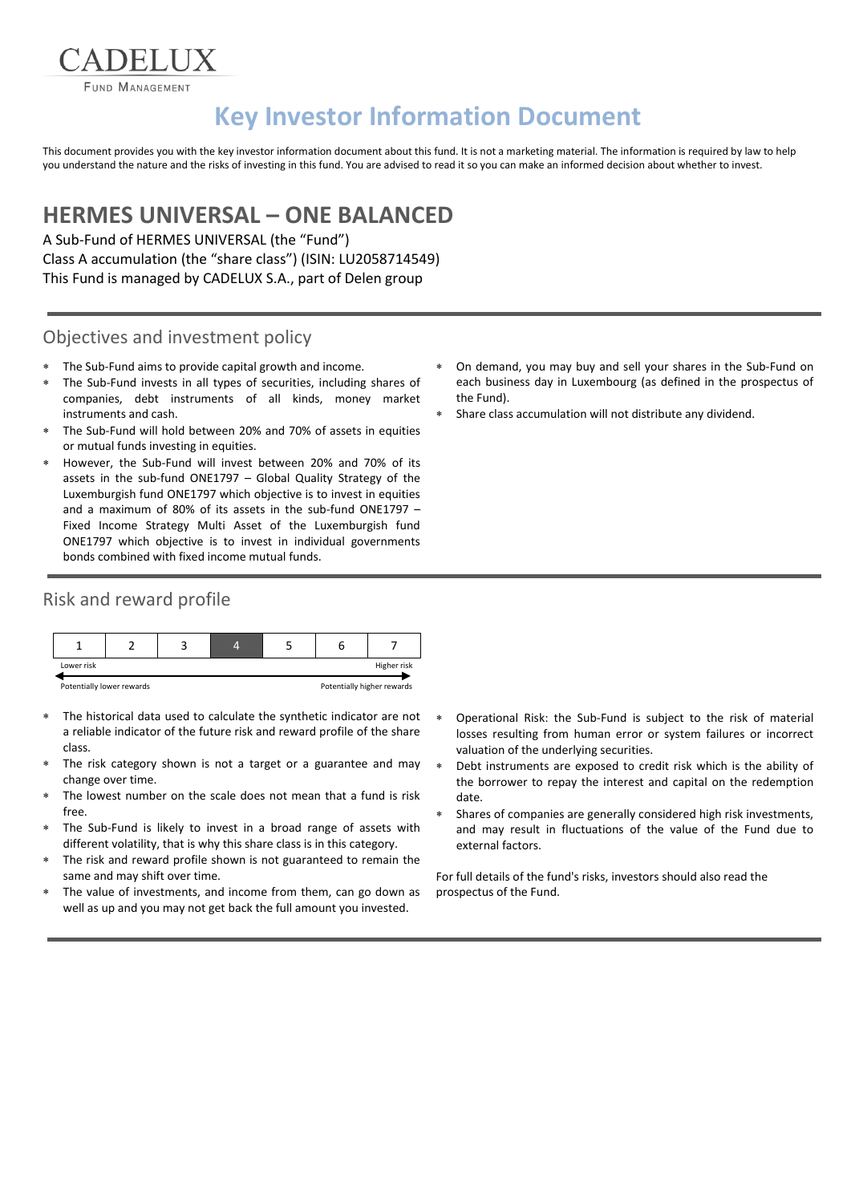CADELUX

Fund Management

# Key Investor Information Document

This document provides you with the key investor information document about this fund. It is not a marketing material. The information is required by law to help you understand the nature and the risks of investing in this fund. You are advised to read it so you can make an informed decision about whether to invest.

## HERMES UNIVERSAL – ONE BALANCED

A Sub-Fund of HERMES UNIVERSAL (the "Fund")
Class A accumulation (the "share class") (ISIN: LU2058714549)
This Fund is managed by CADELUX S.A., part of Delen group

### Objectives and investment policy

- The Sub-Fund aims to provide capital growth and income.
- The Sub-Fund invests in all types of securities, including shares of companies, debt instruments of all kinds, money market instruments and cash.
- The Sub-Fund will hold between 20% and 70% of assets in equities or mutual funds investing in equities.
- However, the Sub-Fund will invest between 20% and 70% of its assets in the sub-fund ONE1797 – Global Quality Strategy of the Luxemburgish fund ONE1797 which objective is to invest in equities and a maximum of 80% of its assets in the sub-fund ONE1797 – Fixed Income Strategy Multi Asset of the Luxemburgish fund ONE1797 which objective is to invest in individual governments bonds combined with fixed income mutual funds.
- On demand, you may buy and sell your shares in the Sub-Fund on each business day in Luxembourg (as defined in the prospectus of the Fund).
- Share class accumulation will not distribute any dividend.

### Risk and reward profile

| 1 | 2 | 3 | 4 | 5 | 6 | 7 |
|---|---|---|---|---|---|---|

Lower risk — Higher risk

Potentially lower rewards — Potentially higher rewards

- The historical data used to calculate the synthetic indicator are not a reliable indicator of the future risk and reward profile of the share class.
- The risk category shown is not a target or a guarantee and may change over time.
- The lowest number on the scale does not mean that a fund is risk free.
- The Sub-Fund is likely to invest in a broad range of assets with different volatility, that is why this share class is in this category.
- The risk and reward profile shown is not guaranteed to remain the same and may shift over time.
- The value of investments, and income from them, can go down as well as up and you may not get back the full amount you invested.
- Operational Risk: the Sub-Fund is subject to the risk of material losses resulting from human error or system failures or incorrect valuation of the underlying securities.
- Debt instruments are exposed to credit risk which is the ability of the borrower to repay the interest and capital on the redemption date.
- Shares of companies are generally considered high risk investments, and may result in fluctuations of the value of the Fund due to external factors.

For full details of the fund's risks, investors should also read the prospectus of the Fund.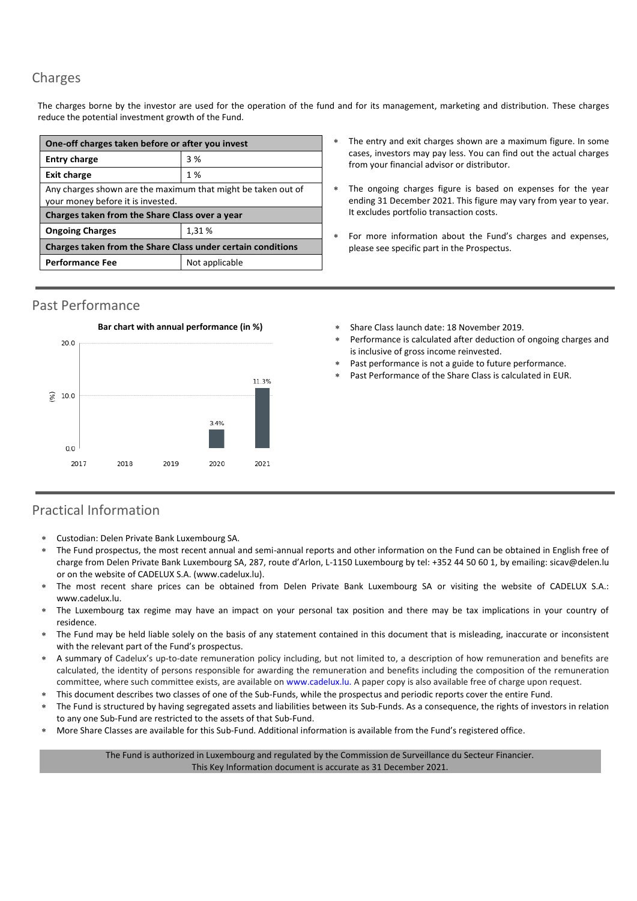## Charges

The charges borne by the investor are used for the operation of the fund and for its management, marketing and distribution. These charges reduce the potential investment growth of the Fund.

| One-off charges taken before or after you invest | |
|---|---|
| **Entry charge** | 3 % |
| **Exit charge** | 1 % |
| Any charges shown are the maximum that might be taken out of your money before it is invested. | |
| **Charges taken from the Share Class over a year** | |
| **Ongoing Charges** | 1,31 % |
| **Charges taken from the Share Class under certain conditions** | |
| **Performance Fee** | Not applicable |

- The entry and exit charges shown are a maximum figure. In some cases, investors may pay less. You can find out the actual charges from your financial advisor or distributor.
- The ongoing charges figure is based on expenses for the year ending 31 December 2021. This figure may vary from year to year. It excludes portfolio transaction costs.
- For more information about the Fund's charges and expenses, please see specific part in the Prospectus.

## Past Performance

**Bar chart with annual performance (in %)**

(%)

20.0

10.0

0.0

2017 2018 2019 2020 2021

3.4%

11.3%

- Share Class launch date: 18 November 2019.
- Performance is calculated after deduction of ongoing charges and is inclusive of gross income reinvested.
- Past performance is not a guide to future performance.
- Past Performance of the Share Class is calculated in EUR.

## Practical Information

- Custodian: Delen Private Bank Luxembourg SA.
- The Fund prospectus, the most recent annual and semi-annual reports and other information on the Fund can be obtained in English free of charge from Delen Private Bank Luxembourg SA, 287, route d'Arlon, L-1150 Luxembourg by tel: +352 44 50 60 1, by emailing: sicav@delen.lu or on the website of CADELUX S.A. (www.cadelux.lu).
- The most recent share prices can be obtained from Delen Private Bank Luxembourg SA or visiting the website of CADELUX S.A.: www.cadelux.lu.
- The Luxembourg tax regime may have an impact on your personal tax position and there may be tax implications in your country of residence.
- The Fund may be held liable solely on the basis of any statement contained in this document that is misleading, inaccurate or inconsistent with the relevant part of the Fund's prospectus.
- A summary of Cadelux's up-to-date remuneration policy including, but not limited to, a description of how remuneration and benefits are calculated, the identity of persons responsible for awarding the remuneration and benefits including the composition of the remuneration committee, where such committee exists, are available on www.cadelux.lu. A paper copy is also available free of charge upon request.
- This document describes two classes of one of the Sub-Funds, while the prospectus and periodic reports cover the entire Fund.
- The Fund is structured by having segregated assets and liabilities between its Sub-Funds. As a consequence, the rights of investors in relation to any one Sub-Fund are restricted to the assets of that Sub-Fund.
- More Share Classes are available for this Sub-Fund. Additional information is available from the Fund's registered office.

The Fund is authorized in Luxembourg and regulated by the Commission de Surveillance du Secteur Financier.
This Key Information document is accurate as 31 December 2021.